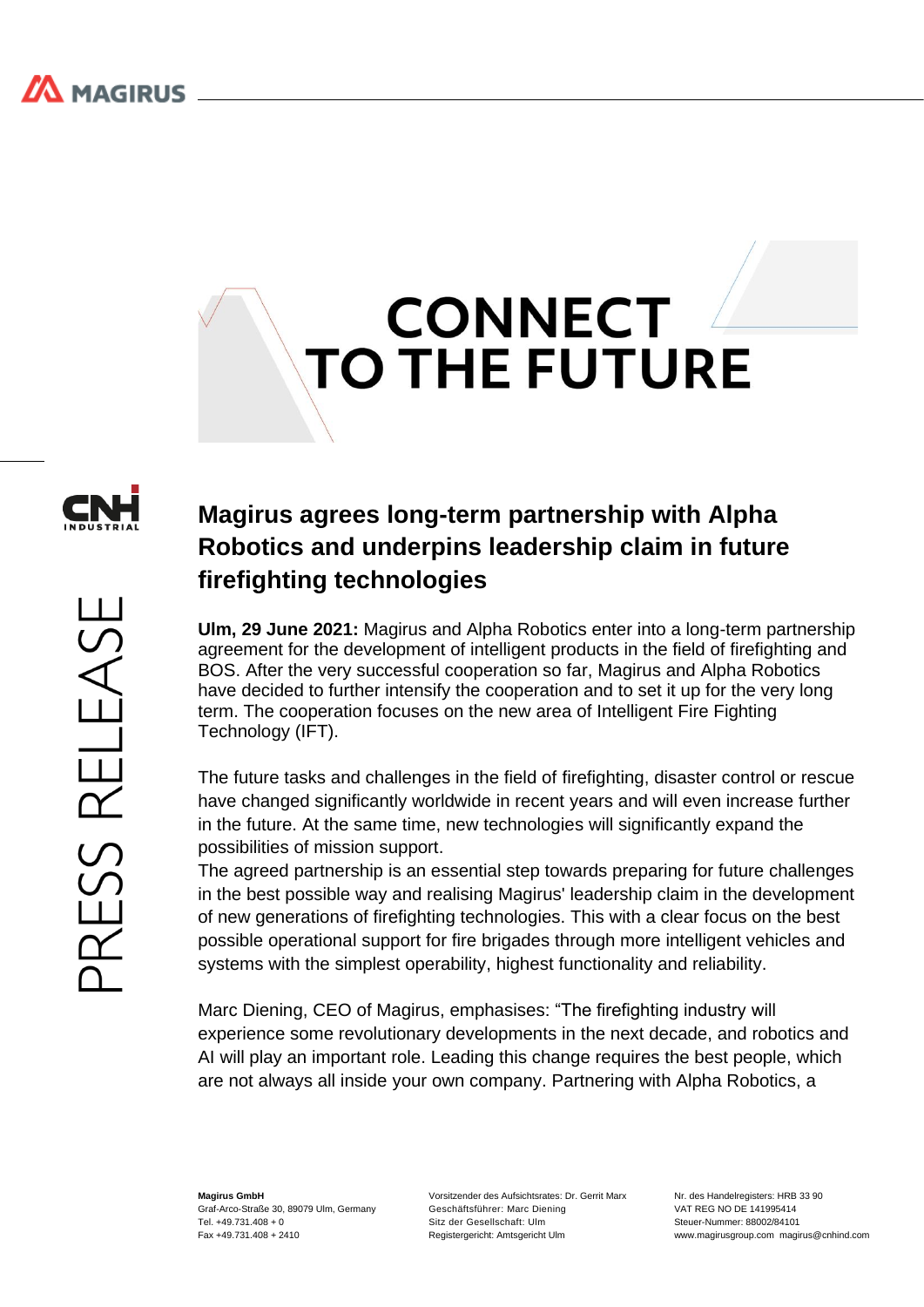CONNECT TO THE FUTURE

PRESS RELEASE

# Magirus agrees long-term partnership with Alpha Robotics and underpins leadership claim in future firefighting technologies

**Ulm, 29 June 2021:** Magirus and Alpha Robotics enter into a long-term partnership agreement for the development of intelligent products in the field of firefighting and BOS. After the very successful cooperation so far, Magirus and Alpha Robotics have decided to further intensify the cooperation and to set it up for the very long term. The cooperation focuses on the new area of Intelligent Fire Fighting Technology (IFT).

The future tasks and challenges in the field of firefighting, disaster control or rescue have changed significantly worldwide in recent years and will even increase further in the future. At the same time, new technologies will significantly expand the possibilities of mission support.

The agreed partnership is an essential step towards preparing for future challenges in the best possible way and realising Magirus' leadership claim in the development of new generations of firefighting technologies. This with a clear focus on the best possible operational support for fire brigades through more intelligent vehicles and systems with the simplest operability, highest functionality and reliability.

Marc Diening, CEO of Magirus, emphasises: "The firefighting industry will experience some revolutionary developments in the next decade, and robotics and AI will play an important role. Leading this change requires the best people, which are not always all inside your own company. Partnering with Alpha Robotics, a

**Magirus GmbH**
Graf-Arco-Straße 30, 89079 Ulm, Germany
Tel. +49.731.408 + 0
Fax +49.731.408 + 2410

Vorsitzender des Aufsichtsrates: Dr. Gerrit Marx
Geschäftsführer: Marc Diening
Sitz der Gesellschaft: Ulm
Registergericht: Amtsgericht Ulm

Nr. des Handelregisters: HRB 33 90
VAT REG NO DE 141995414
Steuer-Nummer: 88002/84101
www.magirusgroup.com magirus@cnhind.com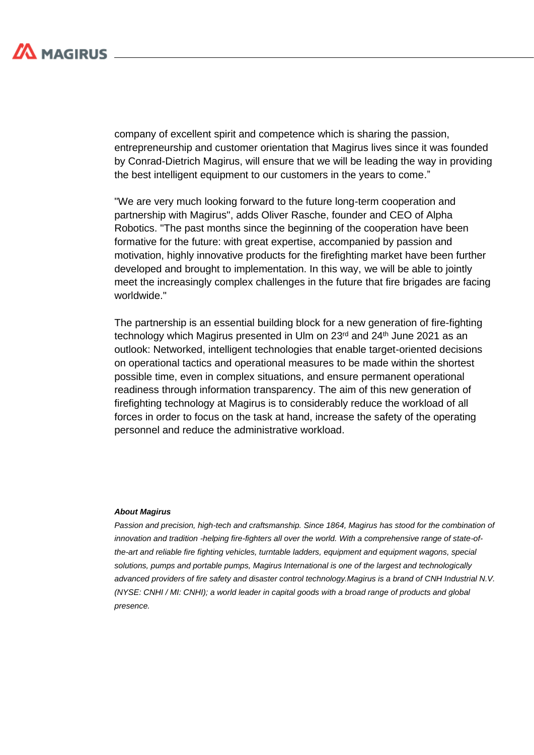company of excellent spirit and competence which is sharing the passion, entrepreneurship and customer orientation that Magirus lives since it was founded by Conrad-Dietrich Magirus, will ensure that we will be leading the way in providing the best intelligent equipment to our customers in the years to come."

"We are very much looking forward to the future long-term cooperation and partnership with Magirus", adds Oliver Rasche, founder and CEO of Alpha Robotics. "The past months since the beginning of the cooperation have been formative for the future: with great expertise, accompanied by passion and motivation, highly innovative products for the firefighting market have been further developed and brought to implementation. In this way, we will be able to jointly meet the increasingly complex challenges in the future that fire brigades are facing worldwide."

The partnership is an essential building block for a new generation of fire-fighting technology which Magirus presented in Ulm on 23rd and 24th June 2021 as an outlook: Networked, intelligent technologies that enable target-oriented decisions on operational tactics and operational measures to be made within the shortest possible time, even in complex situations, and ensure permanent operational readiness through information transparency. The aim of this new generation of firefighting technology at Magirus is to considerably reduce the workload of all forces in order to focus on the task at hand, increase the safety of the operating personnel and reduce the administrative workload.

***About Magirus***

*Passion and precision, high-tech and craftsmanship. Since 1864, Magirus has stood for the combination of innovation and tradition -helping fire-fighters all over the world. With a comprehensive range of state-of-the-art and reliable fire fighting vehicles, turntable ladders, equipment and equipment wagons, special solutions, pumps and portable pumps, Magirus International is one of the largest and technologically advanced providers of fire safety and disaster control technology.Magirus is a brand of CNH Industrial N.V. (NYSE: CNHI / MI: CNHI); a world leader in capital goods with a broad range of products and global presence.*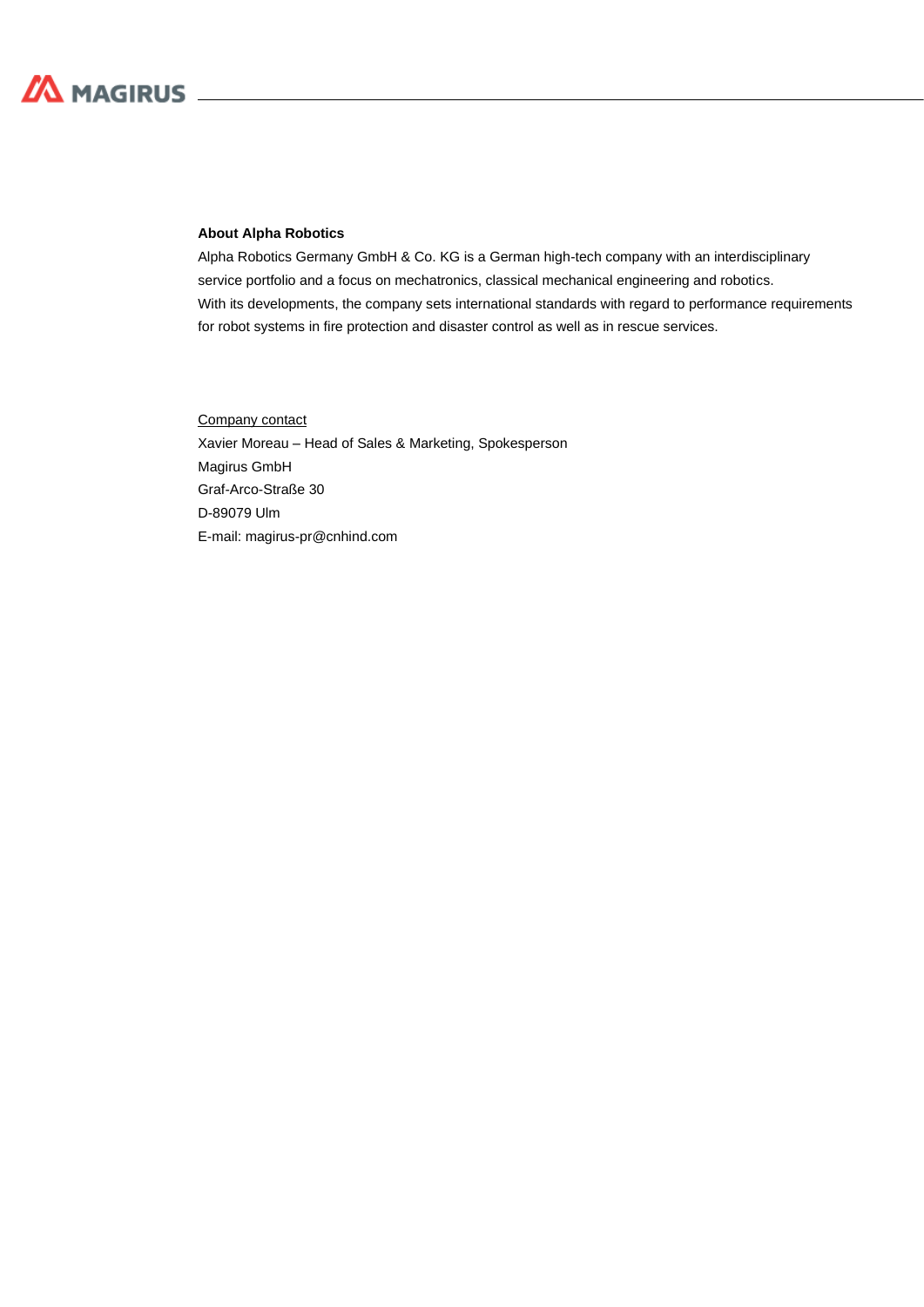**About Alpha Robotics**

Alpha Robotics Germany GmbH & Co. KG is a German high-tech company with an interdisciplinary service portfolio and a focus on mechatronics, classical mechanical engineering and robotics.
With its developments, the company sets international standards with regard to performance requirements for robot systems in fire protection and disaster control as well as in rescue services.

Company contact
Xavier Moreau – Head of Sales & Marketing, Spokesperson
Magirus GmbH
Graf-Arco-Straße 30
D-89079 Ulm
E-mail: magirus-pr@cnhind.com